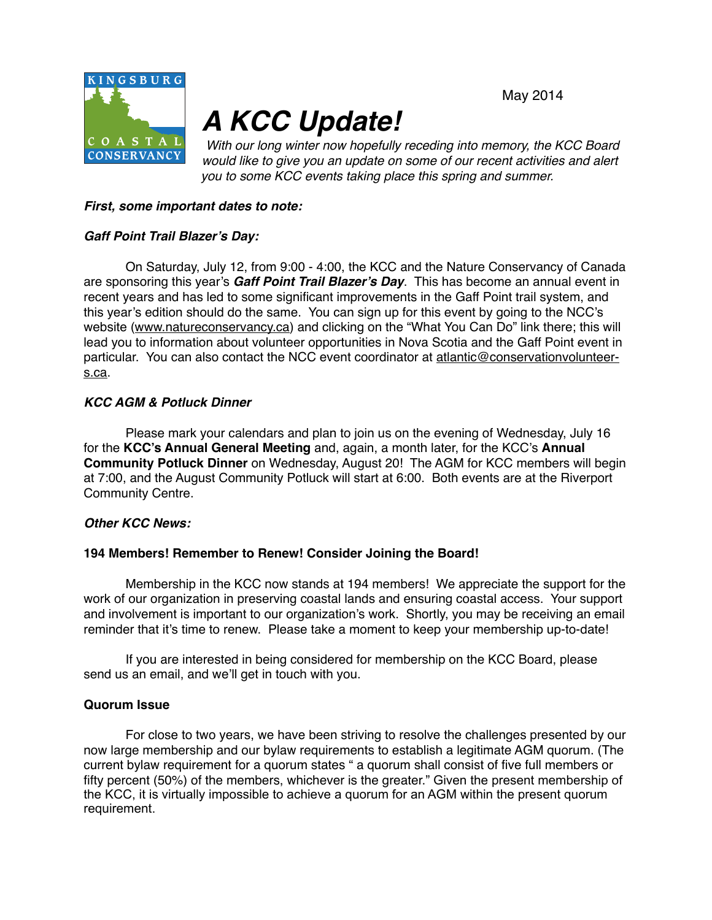KINGSBURG COASTAL CONSERVANCY

May 2014

# *A KCC Update!*

*With our long winter now hopefully receding into memory, the KCC Board would like to give you an update on some of our recent activities and alert you to some KCC events taking place this spring and summer.*

### *First, some important dates to note:*

### *Gaff Point Trail Blazer's Day:*

On Saturday, July 12, from 9:00 - 4:00, the KCC and the Nature Conservancy of Canada are sponsoring this year's ***Gaff Point Trail Blazer's Day***. This has become an annual event in recent years and has led to some significant improvements in the Gaff Point trail system, and this year's edition should do the same. You can sign up for this event by going to the NCC's website (www.natureconservancy.ca) and clicking on the "What You Can Do" link there; this will lead you to information about volunteer opportunities in Nova Scotia and the Gaff Point event in particular. You can also contact the NCC event coordinator at atlantic@conservationvolunteers.ca.

### *KCC AGM & Potluck Dinner*

Please mark your calendars and plan to join us on the evening of Wednesday, July 16 for the **KCC's Annual General Meeting** and, again, a month later, for the KCC's **Annual Community Potluck Dinner** on Wednesday, August 20! The AGM for KCC members will begin at 7:00, and the August Community Potluck will start at 6:00. Both events are at the Riverport Community Centre.

### *Other KCC News:*

#### 194 Members! Remember to Renew! Consider Joining the Board!

Membership in the KCC now stands at 194 members! We appreciate the support for the work of our organization in preserving coastal lands and ensuring coastal access. Your support and involvement is important to our organization's work. Shortly, you may be receiving an email reminder that it's time to renew. Please take a moment to keep your membership up-to-date!

If you are interested in being considered for membership on the KCC Board, please send us an email, and we'll get in touch with you.

#### Quorum Issue

For close to two years, we have been striving to resolve the challenges presented by our now large membership and our bylaw requirements to establish a legitimate AGM quorum. (The current bylaw requirement for a quorum states " a quorum shall consist of five full members or fifty percent (50%) of the members, whichever is the greater." Given the present membership of the KCC, it is virtually impossible to achieve a quorum for an AGM within the present quorum requirement.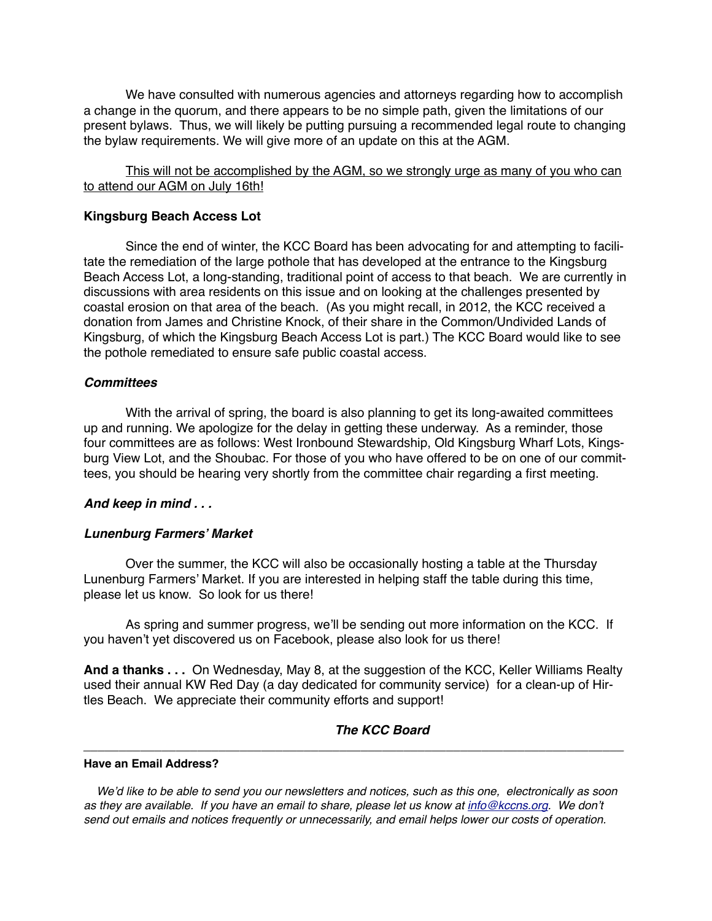We have consulted with numerous agencies and attorneys regarding how to accomplish a change in the quorum, and there appears to be no simple path, given the limitations of our present bylaws. Thus, we will likely be putting pursuing a recommended legal route to changing the bylaw requirements. We will give more of an update on this at the AGM.

<u>This will not be accomplished by the AGM, so we strongly urge as many of you who can to attend our AGM on July 16th!</u>

**Kingsburg Beach Access Lot**

Since the end of winter, the KCC Board has been advocating for and attempting to facilitate the remediation of the large pothole that has developed at the entrance to the Kingsburg Beach Access Lot, a long-standing, traditional point of access to that beach. We are currently in discussions with area residents on this issue and on looking at the challenges presented by coastal erosion on that area of the beach. (As you might recall, in 2012, the KCC received a donation from James and Christine Knock, of their share in the Common/Undivided Lands of Kingsburg, of which the Kingsburg Beach Access Lot is part.) The KCC Board would like to see the pothole remediated to ensure safe public coastal access.

***Committees***

With the arrival of spring, the board is also planning to get its long-awaited committees up and running. We apologize for the delay in getting these underway. As a reminder, those four committees are as follows: West Ironbound Stewardship, Old Kingsburg Wharf Lots, Kingsburg View Lot, and the Shoubac. For those of you who have offered to be on one of our committees, you should be hearing very shortly from the committee chair regarding a first meeting.

***And keep in mind . . .***

***Lunenburg Farmers' Market***

Over the summer, the KCC will also be occasionally hosting a table at the Thursday Lunenburg Farmers' Market. If you are interested in helping staff the table during this time, please let us know. So look for us there!

As spring and summer progress, we'll be sending out more information on the KCC. If you haven't yet discovered us on Facebook, please also look for us there!

**And a thanks . . .** On Wednesday, May 8, at the suggestion of the KCC, Keller Williams Realty used their annual KW Red Day (a day dedicated for community service) for a clean-up of Hirtles Beach. We appreciate their community efforts and support!

***The KCC Board***

---

**Have an Email Address?**

*We'd like to be able to send you our newsletters and notices, such as this one, electronically as soon as they are available. If you have an email to share, please let us know at info@kccns.org. We don't send out emails and notices frequently or unnecessarily, and email helps lower our costs of operation.*